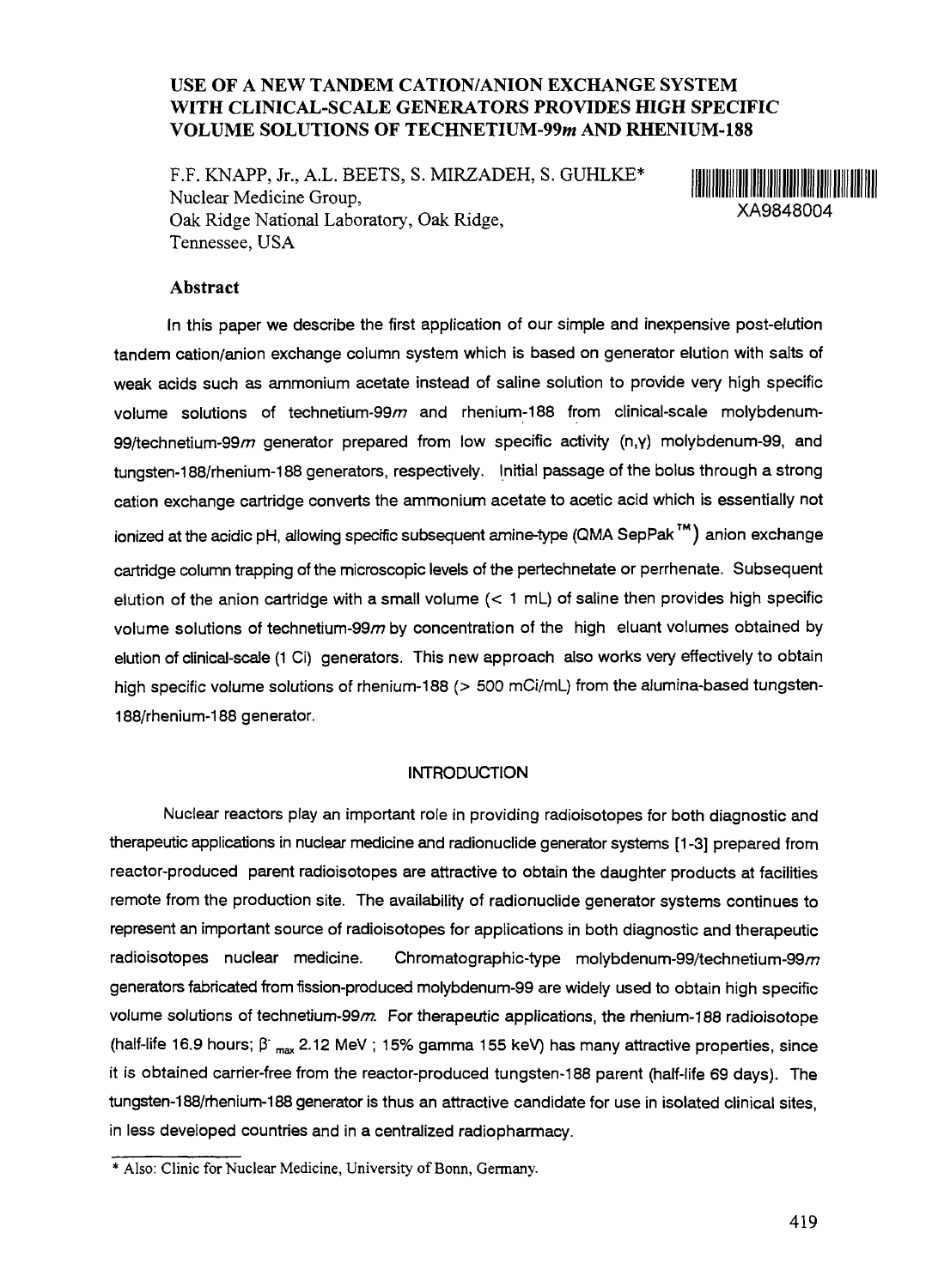# USE OF A NEW TANDEM CATION/ANION EXCHANGE SYSTEM WITH CLINICAL-SCALE GENERATORS PROVIDES HIGH SPECIFIC VOLUME SOLUTIONS OF TECHNETIUM-99*m* AND RHENIUM-188

F.F. KNAPP, Jr., A.L. BEETS, S. MIRZADEH, S. GUHLKE*
Nuclear Medicine Group,
Oak Ridge National Laboratory, Oak Ridge,
Tennessee, USA

XA9848004

## Abstract

In this paper we describe the first application of our simple and inexpensive post-elution tandem cation/anion exchange column system which is based on generator elution with salts of weak acids such as ammonium acetate instead of saline solution to provide very high specific volume solutions of technetium-99*m* and rhenium-188 from clinical-scale molybdenum-99/technetium-99*m* generator prepared from low specific activity (n,γ) molybdenum-99, and tungsten-188/rhenium-188 generators, respectively. Initial passage of the bolus through a strong cation exchange cartridge converts the ammonium acetate to acetic acid which is essentially not ionized at the acidic pH, allowing specific subsequent amine-type (QMA SepPak™) anion exchange cartridge column trapping of the microscopic levels of the pertechnetate or perrhenate. Subsequent elution of the anion cartridge with a small volume (< 1 mL) of saline then provides high specific volume solutions of technetium-99*m* by concentration of the high eluant volumes obtained by elution of clinical-scale (1 Ci) generators. This new approach also works very effectively to obtain high specific volume solutions of rhenium-188 (> 500 mCi/mL) from the alumina-based tungsten-188/rhenium-188 generator.

## INTRODUCTION

Nuclear reactors play an important role in providing radioisotopes for both diagnostic and therapeutic applications in nuclear medicine and radionuclide generator systems [1-3] prepared from reactor-produced parent radioisotopes are attractive to obtain the daughter products at facilities remote from the production site. The availability of radionuclide generator systems continues to represent an important source of radioisotopes for applications in both diagnostic and therapeutic radioisotopes nuclear medicine. Chromatographic-type molybdenum-99/technetium-99*m* generators fabricated from fission-produced molybdenum-99 are widely used to obtain high specific volume solutions of technetium-99*m*. For therapeutic applications, the rhenium-188 radioisotope (half-life 16.9 hours; $\beta^-_{max}$ 2.12 MeV ; 15% gamma 155 keV) has many attractive properties, since it is obtained carrier-free from the reactor-produced tungsten-188 parent (half-life 69 days). The tungsten-188/rhenium-188 generator is thus an attractive candidate for use in isolated clinical sites, in less developed countries and in a centralized radiopharmacy.

---

* Also: Clinic for Nuclear Medicine, University of Bonn, Germany.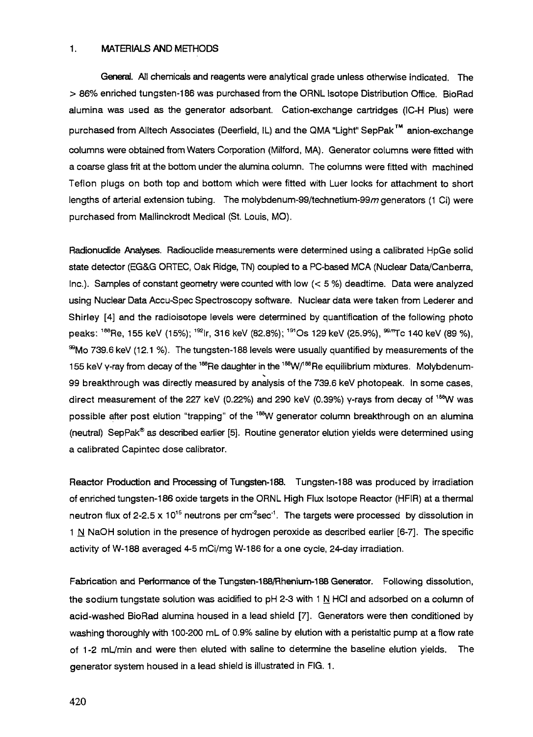## 1. MATERIALS AND METHODS

**General.** All chemicals and reagents were analytical grade unless otherwise indicated. The > 86% enriched tungsten-186 was purchased from the ORNL Isotope Distribution Office. BioRad alumina was used as the generator adsorbant. Cation-exchange cartridges (IC-H Plus) were purchased from Alltech Associates (Deerfield, IL) and the QMA "Light" SepPak™ anion-exchange columns were obtained from Waters Corporation (Milford, MA). Generator columns were fitted with a coarse glass frit at the bottom under the alumina column. The columns were fitted with machined Teflon plugs on both top and bottom which were fitted with Luer locks for attachment to short lengths of arterial extension tubing. The molybdenum-99/technetium-99*m* generators (1 Ci) were purchased from Mallinckrodt Medical (St. Louis, MO).

**Radionuclide Analyses.** Radiouclide measurements were determined using a calibrated HpGe solid state detector (EG&G ORTEC, Oak Ridge, TN) coupled to a PC-based MCA (Nuclear Data/Canberra, Inc.). Samples of constant geometry were counted with low (< 5 %) deadtime. Data were analyzed using Nuclear Data Accu-Spec Spectroscopy software. Nuclear data were taken from Lederer and Shirley [4] and the radioisotope levels were determined by quantification of the following photo peaks: $^{188}$Re, 155 keV (15%); $^{192}$Ir, 316 keV (82.8%); $^{191}$Os 129 keV (25.9%), $^{99m}$Tc 140 keV (89 %), $^{99}$Mo 739.6 keV (12.1 %). The tungsten-188 levels were usually quantified by measurements of the 155 keV γ-ray from decay of the $^{188}$Re daughter in the $^{188}$W/$^{188}$Re equilibrium mixtures. Molybdenum-99 breakthrough was directly measured by analysis of the 739.6 keV photopeak. In some cases, direct measurement of the 227 keV (0.22%) and 290 keV (0.39%) γ-rays from decay of $^{188}$W was possible after post elution "trapping" of the $^{188}$W generator column breakthrough on an alumina (neutral) SepPak® as described earlier [5]. Routine generator elution yields were determined using a calibrated Capintec dose calibrator.

**Reactor Production and Processing of Tungsten-188.** Tungsten-188 was produced by irradiation of enriched tungsten-186 oxide targets in the ORNL High Flux Isotope Reactor (HFIR) at a thermal neutron flux of 2-2.5 x $10^{15}$ neutrons per $cm^{-2}sec^{-1}$. The targets were processed by dissolution in 1 N NaOH solution in the presence of hydrogen peroxide as described earlier [6-7]. The specific activity of W-188 averaged 4-5 mCi/mg W-186 for a one cycle, 24-day irradiation.

**Fabrication and Performance of the Tungsten-188/Rhenium-188 Generator.** Following dissolution, the sodium tungstate solution was acidified to pH 2-3 with 1 N HCl and adsorbed on a column of acid-washed BioRad alumina housed in a lead shield [7]. Generators were then conditioned by washing thoroughly with 100-200 mL of 0.9% saline by elution with a peristaltic pump at a flow rate of 1-2 mL/min and were then eluted with saline to determine the baseline elution yields. The generator system housed in a lead shield is illustrated in FIG. 1.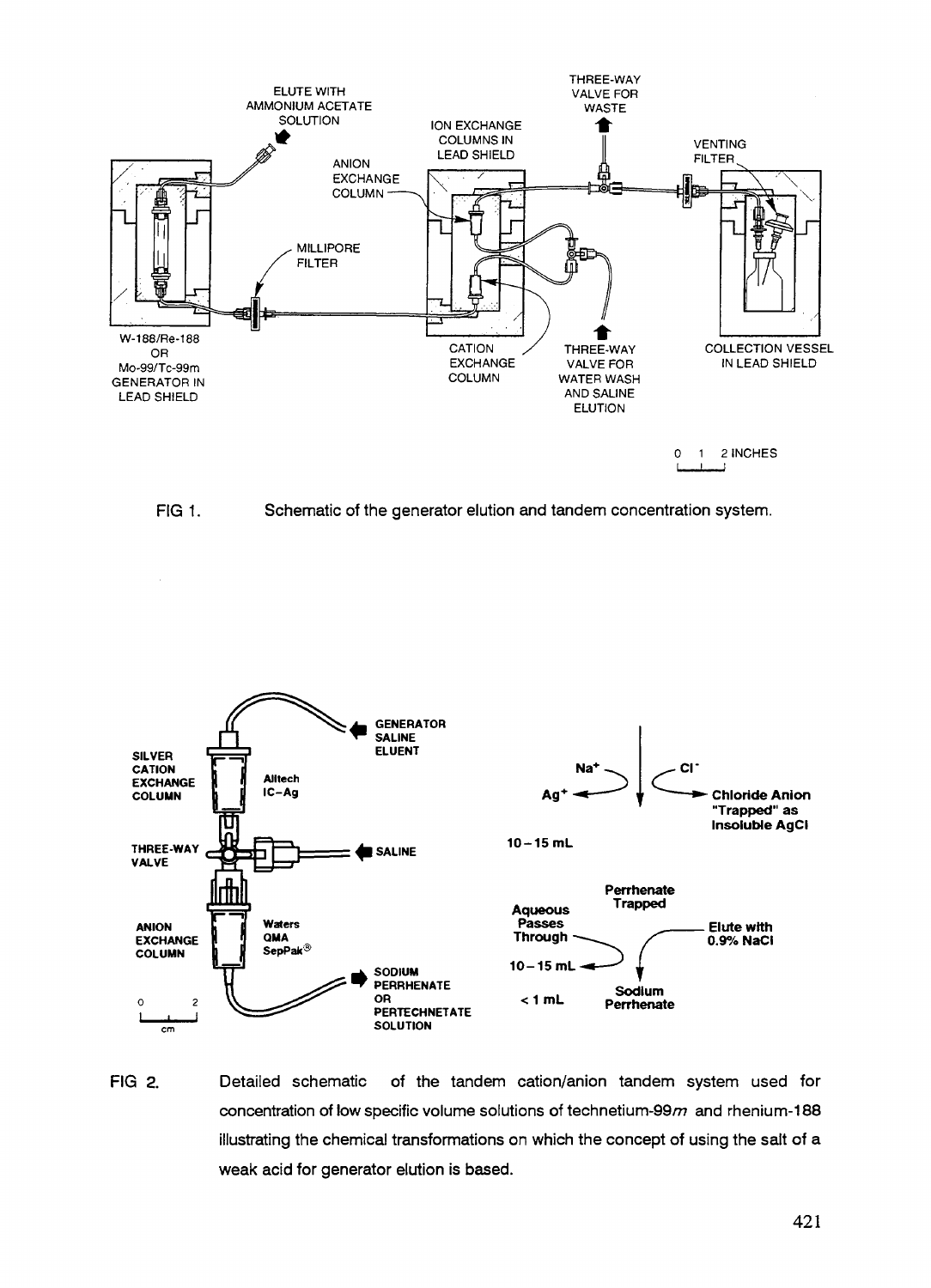FIG 1. Schematic of the generator elution and tandem concentration system.

FIG 2. Detailed schematic of the tandem cation/anion tandem system used for concentration of low specific volume solutions of technetium-99*m* and rhenium-188 illustrating the chemical transformations on which the concept of using the salt of a weak acid for generator elution is based.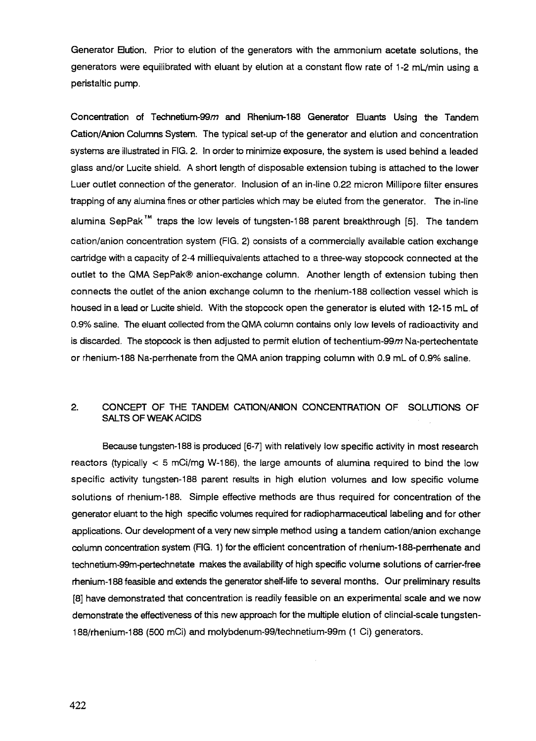**Generator Elution.** Prior to elution of the generators with the ammonium acetate solutions, the generators were equilibrated with eluant by elution at a constant flow rate of 1-2 mL/min using a peristaltic pump.

**Concentration of Technetium-99*m* and Rhenium-188 Generator Eluants Using the Tandem Cation/Anion Columns System.** The typical set-up of the generator and elution and concentration systems are illustrated in FIG. 2. In order to minimize exposure, the system is used behind a leaded glass and/or Lucite shield. A short length of disposable extension tubing is attached to the lower Luer outlet connection of the generator. Inclusion of an in-line 0.22 micron Millipore filter ensures trapping of any alumina fines or other particles which may be eluted from the generator. The in-line alumina SepPak™ traps the low levels of tungsten-188 parent breakthrough [5]. The tandem cation/anion concentration system (FIG. 2) consists of a commercially available cation exchange cartridge with a capacity of 2-4 milliequivalents attached to a three-way stopcock connected at the outlet to the QMA SepPak® anion-exchange column. Another length of extension tubing then connects the outlet of the anion exchange column to the rhenium-188 collection vessel which is housed in a lead or Lucite shield. With the stopcock open the generator is eluted with 12-15 mL of 0.9% saline. The eluant collected from the QMA column contains only low levels of radioactivity and is discarded. The stopcock is then adjusted to permit elution of techentium-99*m* Na-pertechentate or rhenium-188 Na-perrhenate from the QMA anion trapping column with 0.9 mL of 0.9% saline.

## 2. CONCEPT OF THE TANDEM CATION/ANION CONCENTRATION OF SOLUTIONS OF SALTS OF WEAK ACIDS

Because tungsten-188 is produced [6-7] with relatively low specific activity in most research reactors (typically < 5 mCi/mg W-186), the large amounts of alumina required to bind the low specific activity tungsten-188 parent results in high elution volumes and low specific volume solutions of rhenium-188. Simple effective methods are thus required for concentration of the generator eluant to the high specific volumes required for radiopharmaceutical labeling and for other applications. Our development of a very new simple method using a tandem cation/anion exchange column concentration system (FIG. 1) for the efficient concentration of rhenium-188-perrhenate and technetium-99m-pertechnetate makes the availability of high specific volume solutions of carrier-free rhenium-188 feasible and extends the generator shelf-life to several months. Our preliminary results [8] have demonstrated that concentration is readily feasible on an experimental scale and we now demonstrate the effectiveness of this new approach for the multiple elution of clincial-scale tungsten-188/rhenium-188 (500 mCi) and molybdenum-99/technetium-99m (1 Ci) generators.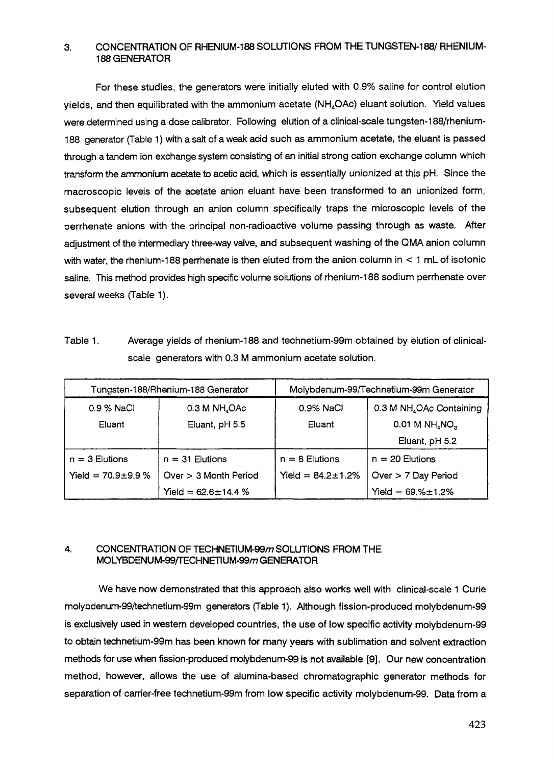## 3. CONCENTRATION OF RHENIUM-188 SOLUTIONS FROM THE TUNGSTEN-188/ RHENIUM-188 GENERATOR

For these studies, the generators were initially eluted with 0.9% saline for control elution yields, and then equilibrated with the ammonium acetate ($NH_4OAc$) eluant solution. Yield values were determined using a dose calibrator. Following elution of a clinical-scale tungsten-188/rhenium-188 generator (Table 1) with a salt of a weak acid such as ammonium acetate, the eluant is passed through a tandem ion exchange system consisting of an initial strong cation exchange column which transform the ammonium acetate to acetic acid, which is essentially unionized at this pH. Since the macroscopic levels of the acetate anion eluant have been transformed to an unionized form, subsequent elution through an anion column specifically traps the microscopic levels of the perrhenate anions with the principal non-radioactive volume passing through as waste. After adjustment of the intermediary three-way valve, and subsequent washing of the QMA anion column with water, the rhenium-188 perrhenate is then eluted from the anion column in < 1 mL of isotonic saline. This method provides high specific volume solutions of rhenium-188 sodium perrhenate over several weeks (Table 1).

Table 1. Average yields of rhenium-188 and technetium-99m obtained by elution of clinical-scale generators with 0.3 M ammonium acetate solution.

| Tungsten-188/Rhenium-188 Generator | | Molybdenum-99/Technetium-99m Generator | |
|---|---|---|---|
| 0.9 % NaCl Eluant | 0.3 M $NH_4OAc$ Eluant, pH 5.5 | 0.9% NaCl Eluant | 0.3 M $NH_4OAc$ Containing 0.01 M $NH_4NO_3$ Eluant, pH 5.2 |
| n = 3 Elutions Yield = 70.9±9.9 % | n = 31 Elutions Over > 3 Month Period Yield = 62.6±14.4 % | n = 8 Elutions Yield = 84.2±1.2% | n = 20 Elutions Over > 7 Day Period Yield = 69.%±1.2% |

## 4. CONCENTRATION OF TECHNETIUM-99*m* SOLUTIONS FROM THE MOLYBDENUM-99/TECHNETIUM-99*m* GENERATOR

We have now demonstrated that this approach also works well with clinical-scale 1 Curie molybdenum-99/technetium-99m generators (Table 1). Although fission-produced molybdenum-99 is exclusively used in western developed countries, the use of low specific activity molybdenum-99 to obtain technetium-99m has been known for many years with sublimation and solvent extraction methods for use when fission-produced molybdenum-99 is not available [9]. Our new concentration method, however, allows the use of alumina-based chromatographic generator methods for separation of carrier-free technetium-99m from low specific activity molybdenum-99. Data from a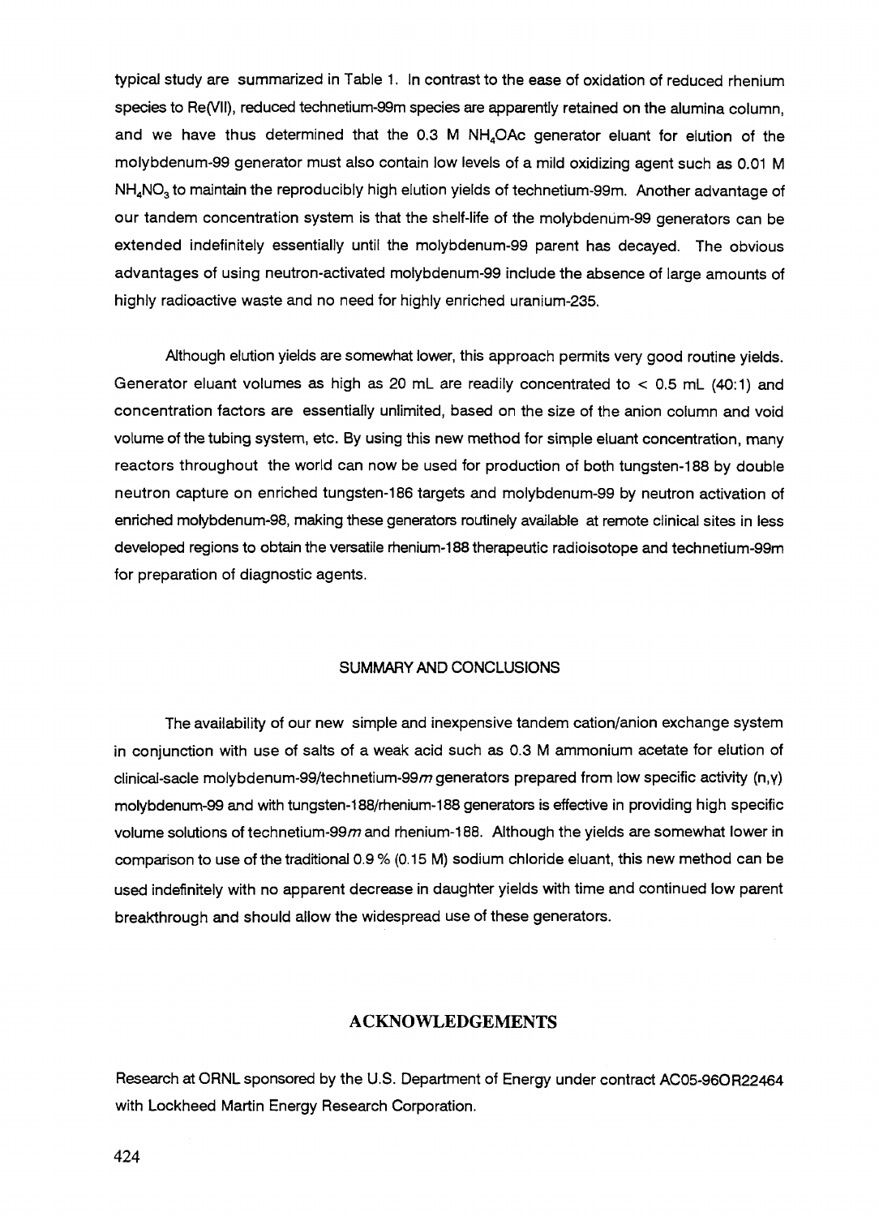typical study are summarized in Table 1. In contrast to the ease of oxidation of reduced rhenium species to Re(VII), reduced technetium-99m species are apparently retained on the alumina column, and we have thus determined that the 0.3 M $NH_4OAc$ generator eluant for elution of the molybdenum-99 generator must also contain low levels of a mild oxidizing agent such as 0.01 M $NH_4NO_3$ to maintain the reproducibly high elution yields of technetium-99m. Another advantage of our tandem concentration system is that the shelf-life of the molybdenum-99 generators can be extended indefinitely essentially until the molybdenum-99 parent has decayed. The obvious advantages of using neutron-activated molybdenum-99 include the absence of large amounts of highly radioactive waste and no need for highly enriched uranium-235.

Although elution yields are somewhat lower, this approach permits very good routine yields. Generator eluant volumes as high as 20 mL are readily concentrated to < 0.5 mL (40:1) and concentration factors are essentially unlimited, based on the size of the anion column and void volume of the tubing system, etc. By using this new method for simple eluant concentration, many reactors throughout the world can now be used for production of both tungsten-188 by double neutron capture on enriched tungsten-186 targets and molybdenum-99 by neutron activation of enriched molybdenum-98, making these generators routinely available at remote clinical sites in less developed regions to obtain the versatile rhenium-188 therapeutic radioisotope and technetium-99m for preparation of diagnostic agents.

## SUMMARY AND CONCLUSIONS

The availability of our new simple and inexpensive tandem cation/anion exchange system in conjunction with use of salts of a weak acid such as 0.3 M ammonium acetate for elution of clinical-sacle molybdenum-99/technetium-99*m* generators prepared from low specific activity (n,γ) molybdenum-99 and with tungsten-188/rhenium-188 generators is effective in providing high specific volume solutions of technetium-99*m* and rhenium-188. Although the yields are somewhat lower in comparison to use of the traditional 0.9 % (0.15 M) sodium chloride eluant, this new method can be used indefinitely with no apparent decrease in daughter yields with time and continued low parent breakthrough and should allow the widespread use of these generators.

## ACKNOWLEDGEMENTS

Research at ORNL sponsored by the U.S. Department of Energy under contract AC05-96OR22464 with Lockheed Martin Energy Research Corporation.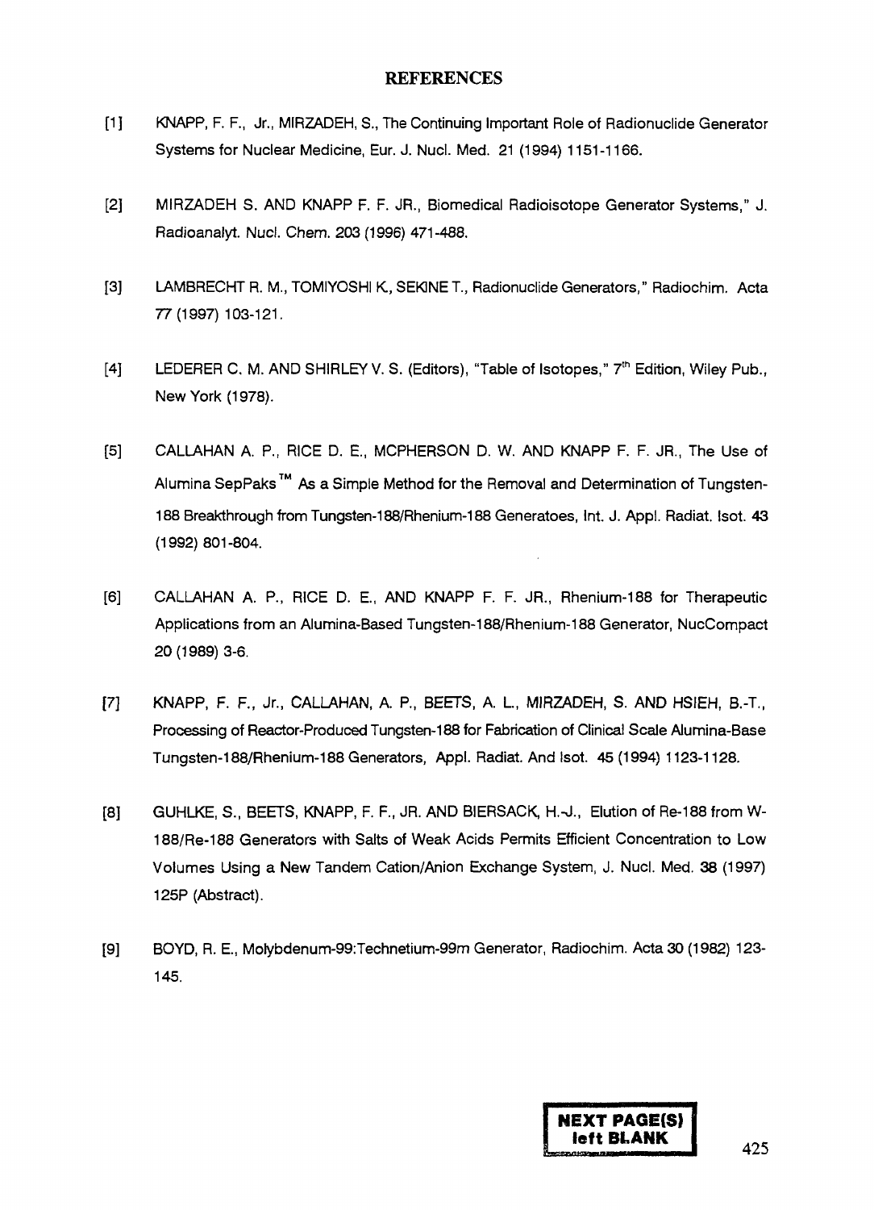## REFERENCES

[1] KNAPP, F. F., Jr., MIRZADEH, S., The Continuing Important Role of Radionuclide Generator Systems for Nuclear Medicine, Eur. J. Nucl. Med. 21 (1994) 1151-1166.

[2] MIRZADEH S. AND KNAPP F. F. JR., Biomedical Radioisotope Generator Systems," J. Radioanalyt. Nucl. Chem. 203 (1996) 471-488.

[3] LAMBRECHT R. M., TOMIYOSHI K., SEKINE T., Radionuclide Generators," Radiochim. Acta 77 (1997) 103-121.

[4] LEDERER C. M. AND SHIRLEY V. S. (Editors), "Table of Isotopes," 7$^{th}$ Edition, Wiley Pub., New York (1978).

[5] CALLAHAN A. P., RICE D. E., MCPHERSON D. W. AND KNAPP F. F. JR., The Use of Alumina SepPaks™ As a Simple Method for the Removal and Determination of Tungsten-188 Breakthrough from Tungsten-188/Rhenium-188 Generatoes, Int. J. Appl. Radiat. Isot. 43 (1992) 801-804.

[6] CALLAHAN A. P., RICE D. E., AND KNAPP F. F. JR., Rhenium-188 for Therapeutic Applications from an Alumina-Based Tungsten-188/Rhenium-188 Generator, NucCompact 20 (1989) 3-6.

[7] KNAPP, F. F., Jr., CALLAHAN, A. P., BEETS, A. L., MIRZADEH, S. AND HSIEH, B.-T., Processing of Reactor-Produced Tungsten-188 for Fabrication of Clinical Scale Alumina-Base Tungsten-188/Rhenium-188 Generators, Appl. Radiat. And Isot. 45 (1994) 1123-1128.

[8] GUHLKE, S., BEETS, KNAPP, F. F., JR. AND BIERSACK, H.-J., Elution of Re-188 from W-188/Re-188 Generators with Salts of Weak Acids Permits Efficient Concentration to Low Volumes Using a New Tandem Cation/Anion Exchange System, J. Nucl. Med. 38 (1997) 125P (Abstract).

[9] BOYD, R. E., Molybdenum-99:Technetium-99m Generator, Radiochim. Acta 30 (1982) 123-145.

**NEXT PAGE(S) left BLANK**